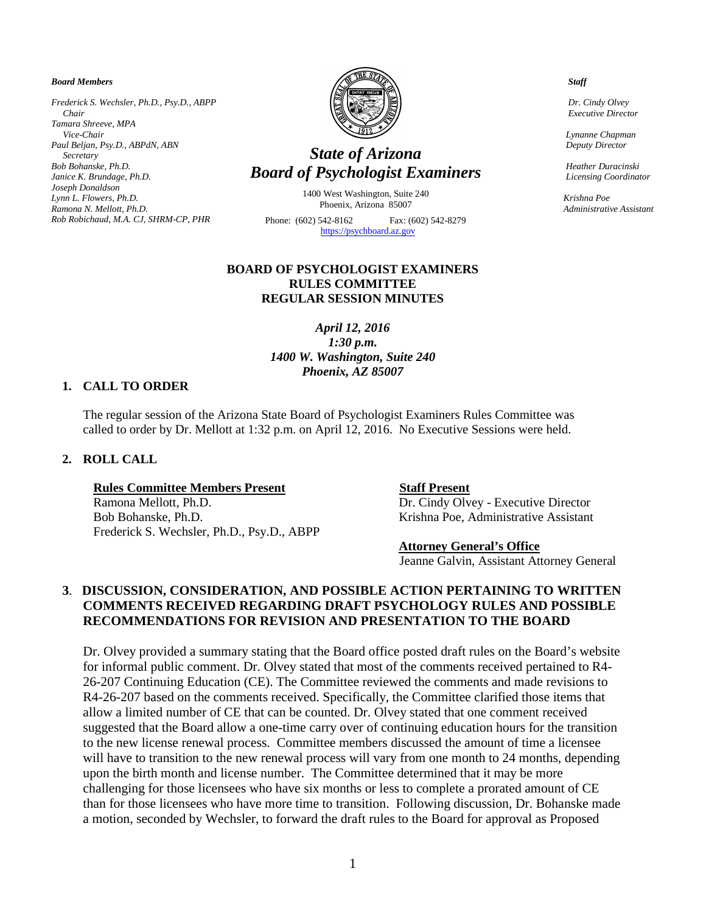*Board Members*

*Frederick S. Wechsler, Ph.D., Psy.D., ABPP*
*Chair*
*Tamara Shreeve, MPA*
*Vice-Chair*
*Paul Beljan, Psy.D., ABPdN, ABN*
*Secretary*
*Bob Bohanske, Ph.D.*
*Janice K. Brundage, Ph.D.*
*Joseph Donaldson*
*Lynn L. Flowers, Ph.D.*
*Ramona N. Mellott, Ph.D.*
*Rob Robichaud, M.A. CJ, SHRM-CP, PHR*

## *State of Arizona*
## *Board of Psychologist Examiners*

1400 West Washington, Suite 240
Phoenix, Arizona 85007

Phone: (602) 542-8162 Fax: (602) 542-8279
https://psychboard.az.gov

*Staff*

*Dr. Cindy Olvey*
*Executive Director*

*Lynanne Chapman*
*Deputy Director*

*Heather Duracinski*
*Licensing Coordinator*

*Krishna Poe*
*Administrative Assistant*

# BOARD OF PSYCHOLOGIST EXAMINERS RULES COMMITTEE REGULAR SESSION MINUTES

***April 12, 2016***
***1:30 p.m.***
***1400 W. Washington, Suite 240***
***Phoenix, AZ 85007***

## 1. CALL TO ORDER

The regular session of the Arizona State Board of Psychologist Examiners Rules Committee was called to order by Dr. Mellott at 1:32 p.m. on April 12, 2016. No Executive Sessions were held.

## 2. ROLL CALL

**Rules Committee Members Present**
Ramona Mellott, Ph.D.
Bob Bohanske, Ph.D.
Frederick S. Wechsler, Ph.D., Psy.D., ABPP

**Staff Present**
Dr. Cindy Olvey - Executive Director
Krishna Poe, Administrative Assistant

**Attorney General's Office**
Jeanne Galvin, Assistant Attorney General

## 3. DISCUSSION, CONSIDERATION, AND POSSIBLE ACTION PERTAINING TO WRITTEN COMMENTS RECEIVED REGARDING DRAFT PSYCHOLOGY RULES AND POSSIBLE RECOMMENDATIONS FOR REVISION AND PRESENTATION TO THE BOARD

Dr. Olvey provided a summary stating that the Board office posted draft rules on the Board's website for informal public comment. Dr. Olvey stated that most of the comments received pertained to R4-26-207 Continuing Education (CE). The Committee reviewed the comments and made revisions to R4-26-207 based on the comments received. Specifically, the Committee clarified those items that allow a limited number of CE that can be counted. Dr. Olvey stated that one comment received suggested that the Board allow a one-time carry over of continuing education hours for the transition to the new license renewal process. Committee members discussed the amount of time a licensee will have to transition to the new renewal process will vary from one month to 24 months, depending upon the birth month and license number. The Committee determined that it may be more challenging for those licensees who have six months or less to complete a prorated amount of CE than for those licensees who have more time to transition. Following discussion, Dr. Bohanske made a motion, seconded by Wechsler, to forward the draft rules to the Board for approval as Proposed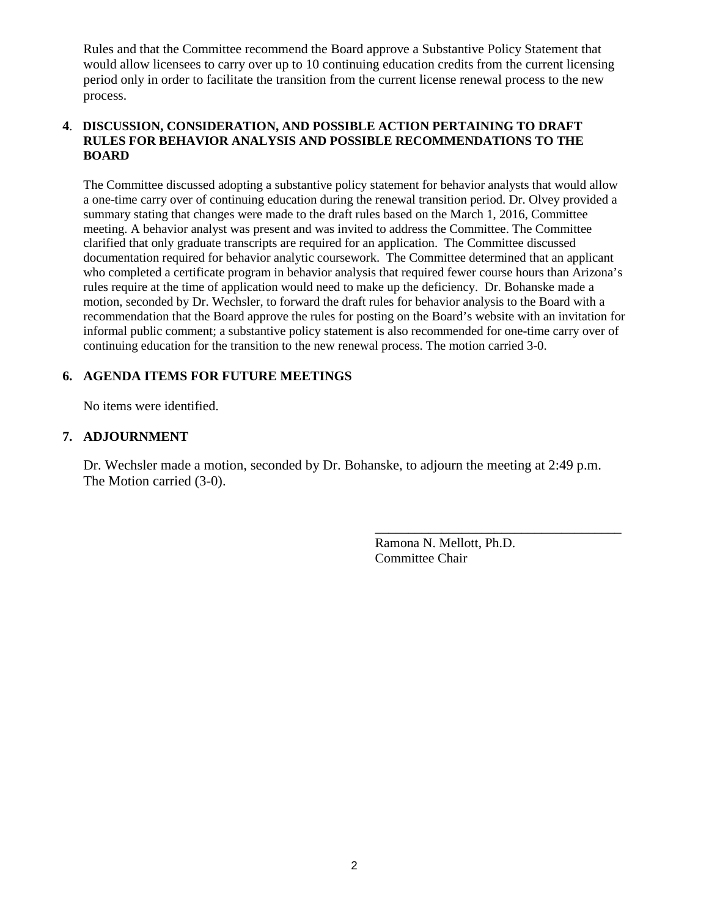Rules and that the Committee recommend the Board approve a Substantive Policy Statement that would allow licensees to carry over up to 10 continuing education credits from the current licensing period only in order to facilitate the transition from the current license renewal process to the new process.

**4. DISCUSSION, CONSIDERATION, AND POSSIBLE ACTION PERTAINING TO DRAFT RULES FOR BEHAVIOR ANALYSIS AND POSSIBLE RECOMMENDATIONS TO THE BOARD**

The Committee discussed adopting a substantive policy statement for behavior analysts that would allow a one-time carry over of continuing education during the renewal transition period. Dr. Olvey provided a summary stating that changes were made to the draft rules based on the March 1, 2016, Committee meeting. A behavior analyst was present and was invited to address the Committee. The Committee clarified that only graduate transcripts are required for an application. The Committee discussed documentation required for behavior analytic coursework. The Committee determined that an applicant who completed a certificate program in behavior analysis that required fewer course hours than Arizona's rules require at the time of application would need to make up the deficiency. Dr. Bohanske made a motion, seconded by Dr. Wechsler, to forward the draft rules for behavior analysis to the Board with a recommendation that the Board approve the rules for posting on the Board's website with an invitation for informal public comment; a substantive policy statement is also recommended for one-time carry over of continuing education for the transition to the new renewal process. The motion carried 3-0.

**6. AGENDA ITEMS FOR FUTURE MEETINGS**

No items were identified.

**7. ADJOURNMENT**

Dr. Wechsler made a motion, seconded by Dr. Bohanske, to adjourn the meeting at 2:49 p.m. The Motion carried (3-0).

\_\_\_\_\_\_\_\_\_\_\_\_\_\_\_\_\_\_\_\_\_\_\_\_\_\_\_\_\_\_\_\_\_\_\_\_

Ramona N. Mellott, Ph.D.
Committee Chair